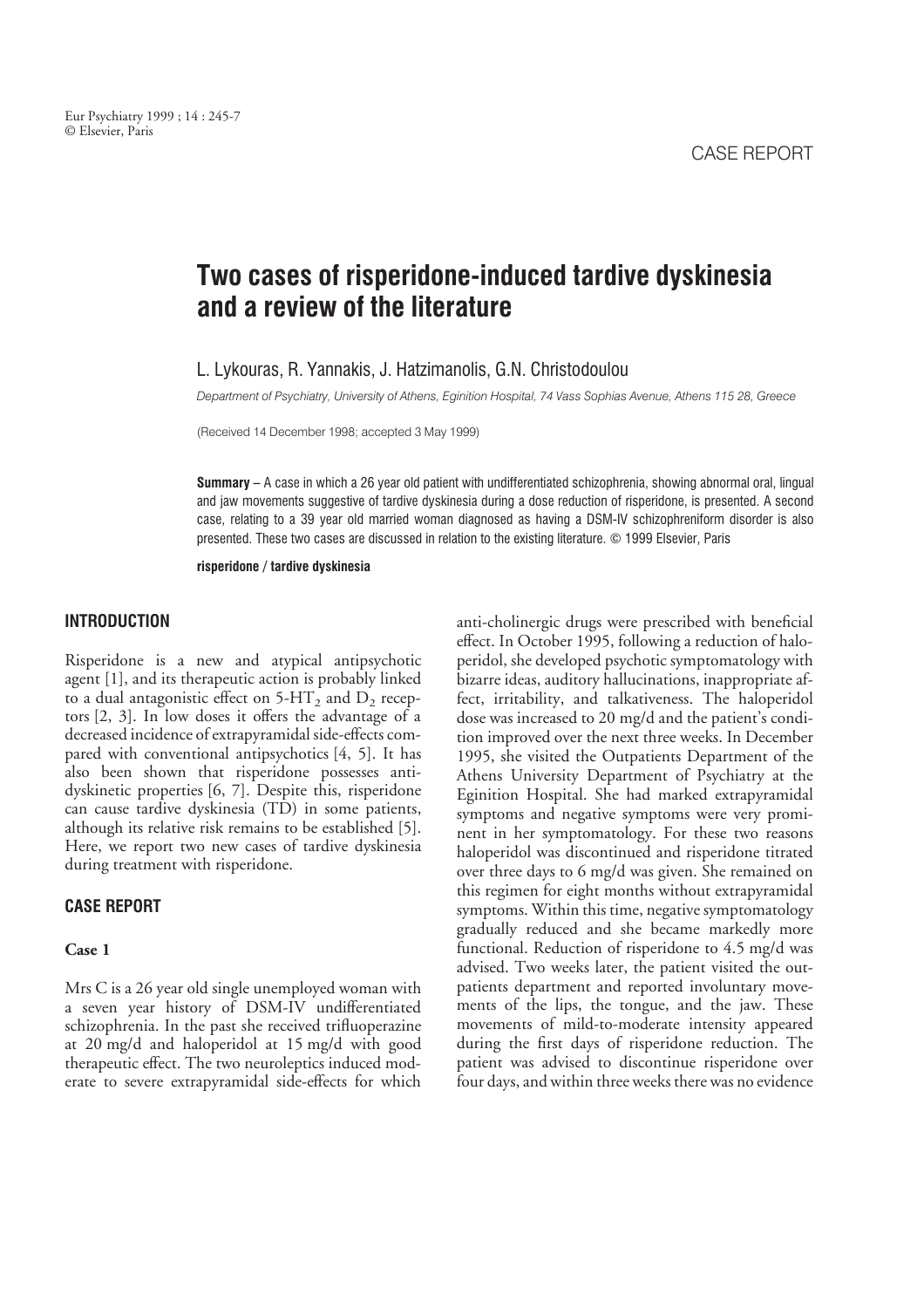CASE REPORT

# Two cases of risperidone-induced tardive dyskinesia and a review of the literature

L. Lykouras, R. Yannakis, J. Hatzimanolis, G.N. Christodoulou

*Department of Psychiatry, University of Athens, Eginition Hospital, 74 Vass Sophias Avenue, Athens 115 28, Greece*

(Received 14 December 1998; accepted 3 May 1999)

**Summary** – A case in which a 26 year old patient with undifferentiated schizophrenia, showing abnormal oral, lingual and jaw movements suggestive of tardive dyskinesia during a dose reduction of risperidone, is presented. A second case, relating to a 39 year old married woman diagnosed as having a DSM-IV schizophreniform disorder is also presented. These two cases are discussed in relation to the existing literature. © 1999 Elsevier, Paris

**risperidone / tardive dyskinesia**

## INTRODUCTION

Risperidone is a new and atypical antipsychotic agent [1], and its therapeutic action is probably linked to a dual antagonistic effect on 5-$HT_2$ and $D_2$ receptors [2, 3]. In low doses it offers the advantage of a decreased incidence of extrapyramidal side-effects compared with conventional antipsychotics [4, 5]. It has also been shown that risperidone possesses anti-dyskinetic properties [6, 7]. Despite this, risperidone can cause tardive dyskinesia (TD) in some patients, although its relative risk remains to be established [5]. Here, we report two new cases of tardive dyskinesia during treatment with risperidone.

## CASE REPORT

### Case 1

Mrs C is a 26 year old single unemployed woman with a seven year history of DSM-IV undifferentiated schizophrenia. In the past she received trifluoperazine at 20 mg/d and haloperidol at 15 mg/d with good therapeutic effect. The two neuroleptics induced moderate to severe extrapyramidal side-effects for which anti-cholinergic drugs were prescribed with beneficial effect. In October 1995, following a reduction of haloperidol, she developed psychotic symptomatology with bizarre ideas, auditory hallucinations, inappropriate affect, irritability, and talkativeness. The haloperidol dose was increased to 20 mg/d and the patient's condition improved over the next three weeks. In December 1995, she visited the Outpatients Department of the Athens University Department of Psychiatry at the Eginition Hospital. She had marked extrapyramidal symptoms and negative symptoms were very prominent in her symptomatology. For these two reasons haloperidol was discontinued and risperidone titrated over three days to 6 mg/d was given. She remained on this regimen for eight months without extrapyramidal symptoms. Within this time, negative symptomatology gradually reduced and she became markedly more functional. Reduction of risperidone to 4.5 mg/d was advised. Two weeks later, the patient visited the outpatients department and reported involuntary movements of the lips, the tongue, and the jaw. These movements of mild-to-moderate intensity appeared during the first days of risperidone reduction. The patient was advised to discontinue risperidone over four days, and within three weeks there was no evidence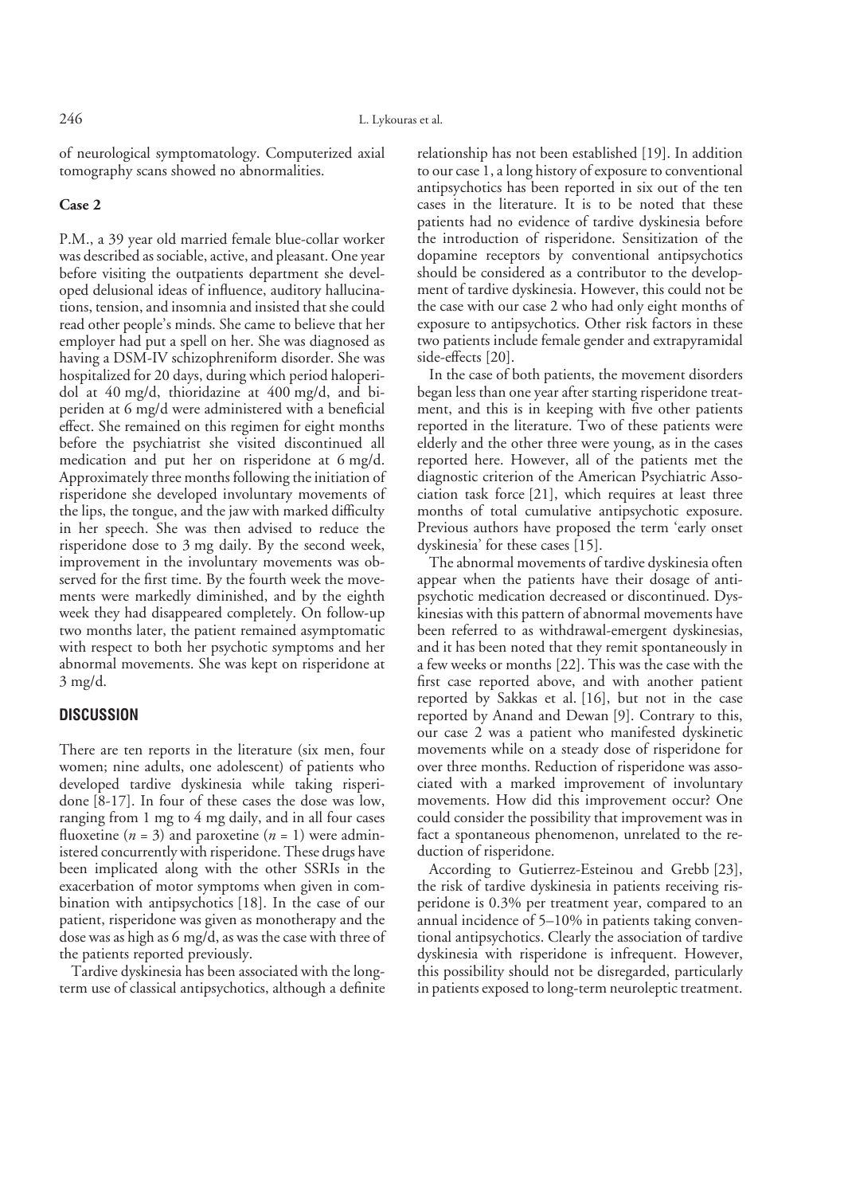of neurological symptomatology. Computerized axial tomography scans showed no abnormalities.

### Case 2

P.M., a 39 year old married female blue-collar worker was described as sociable, active, and pleasant. One year before visiting the outpatients department she developed delusional ideas of influence, auditory hallucinations, tension, and insomnia and insisted that she could read other people's minds. She came to believe that her employer had put a spell on her. She was diagnosed as having a DSM-IV schizophreniform disorder. She was hospitalized for 20 days, during which period haloperidol at 40 mg/d, thioridazine at 400 mg/d, and biperiden at 6 mg/d were administered with a beneficial effect. She remained on this regimen for eight months before the psychiatrist she visited discontinued all medication and put her on risperidone at 6 mg/d. Approximately three months following the initiation of risperidone she developed involuntary movements of the lips, the tongue, and the jaw with marked difficulty in her speech. She was then advised to reduce the risperidone dose to 3 mg daily. By the second week, improvement in the involuntary movements was observed for the first time. By the fourth week the movements were markedly diminished, and by the eighth week they had disappeared completely. On follow-up two months later, the patient remained asymptomatic with respect to both her psychotic symptoms and her abnormal movements. She was kept on risperidone at 3 mg/d.

## DISCUSSION

There are ten reports in the literature (six men, four women; nine adults, one adolescent) of patients who developed tardive dyskinesia while taking risperidone [8-17]. In four of these cases the dose was low, ranging from 1 mg to 4 mg daily, and in all four cases fluoxetine ($n = 3$) and paroxetine ($n = 1$) were administered concurrently with risperidone. These drugs have been implicated along with the other SSRIs in the exacerbation of motor symptoms when given in combination with antipsychotics [18]. In the case of our patient, risperidone was given as monotherapy and the dose was as high as 6 mg/d, as was the case with three of the patients reported previously.

Tardive dyskinesia has been associated with the long-term use of classical antipsychotics, although a definite relationship has not been established [19]. In addition to our case 1, a long history of exposure to conventional antipsychotics has been reported in six out of the ten cases in the literature. It is to be noted that these patients had no evidence of tardive dyskinesia before the introduction of risperidone. Sensitization of the dopamine receptors by conventional antipsychotics should be considered as a contributor to the development of tardive dyskinesia. However, this could not be the case with our case 2 who had only eight months of exposure to antipsychotics. Other risk factors in these two patients include female gender and extrapyramidal side-effects [20].

In the case of both patients, the movement disorders began less than one year after starting risperidone treatment, and this is in keeping with five other patients reported in the literature. Two of these patients were elderly and the other three were young, as in the cases reported here. However, all of the patients met the diagnostic criterion of the American Psychiatric Association task force [21], which requires at least three months of total cumulative antipsychotic exposure. Previous authors have proposed the term 'early onset dyskinesia' for these cases [15].

The abnormal movements of tardive dyskinesia often appear when the patients have their dosage of antipsychotic medication decreased or discontinued. Dyskinesias with this pattern of abnormal movements have been referred to as withdrawal-emergent dyskinesias, and it has been noted that they remit spontaneously in a few weeks or months [22]. This was the case with the first case reported above, and with another patient reported by Sakkas et al. [16], but not in the case reported by Anand and Dewan [9]. Contrary to this, our case 2 was a patient who manifested dyskinetic movements while on a steady dose of risperidone for over three months. Reduction of risperidone was associated with a marked improvement of involuntary movements. How did this improvement occur? One could consider the possibility that improvement was in fact a spontaneous phenomenon, unrelated to the reduction of risperidone.

According to Gutierrez-Esteinou and Grebb [23], the risk of tardive dyskinesia in patients receiving risperidone is 0.3% per treatment year, compared to an annual incidence of 5–10% in patients taking conventional antipsychotics. Clearly the association of tardive dyskinesia with risperidone is infrequent. However, this possibility should not be disregarded, particularly in patients exposed to long-term neuroleptic treatment.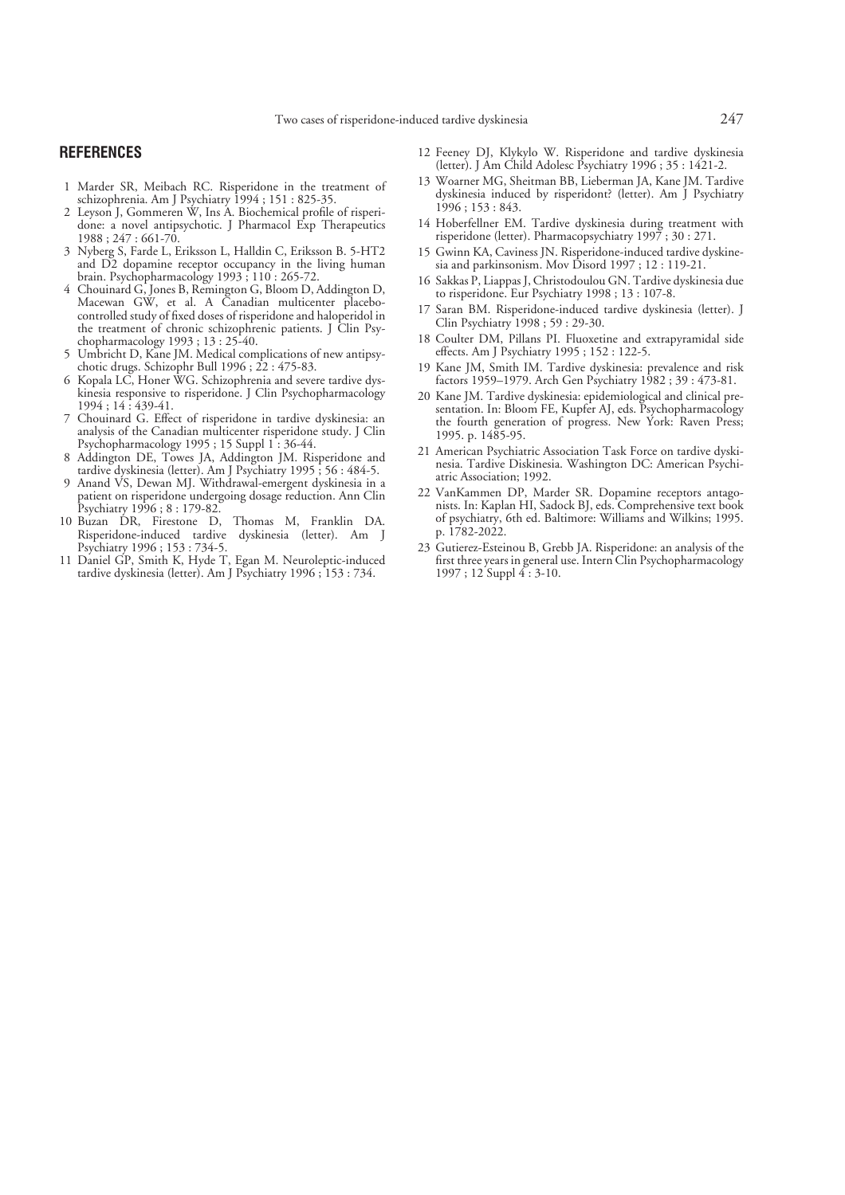## REFERENCES

1. Marder SR, Meibach RC. Risperidone in the treatment of schizophrenia. Am J Psychiatry 1994 ; 151 : 825-35.
2. Leyson J, Gommeren W, Ins A. Biochemical profile of risperidone: a novel antipsychotic. J Pharmacol Exp Therapeutics 1988 ; 247 : 661-70.
3. Nyberg S, Farde L, Eriksson L, Halldin C, Eriksson B. 5-HT2 and D2 dopamine receptor occupancy in the living human brain. Psychopharmacology 1993 ; 110 : 265-72.
4. Chouinard G, Jones B, Remington G, Bloom D, Addington D, Macewan GW, et al. A Canadian multicenter placebo-controlled study of fixed doses of risperidone and haloperidol in the treatment of chronic schizophrenic patients. J Clin Psychopharmacology 1993 ; 13 : 25-40.
5. Umbricht D, Kane JM. Medical complications of new antipsychotic drugs. Schizophr Bull 1996 ; 22 : 475-83.
6. Kopala LC, Honer WG. Schizophrenia and severe tardive dyskinesia responsive to risperidone. J Clin Psychopharmacology 1994 ; 14 : 439-41.
7. Chouinard G. Effect of risperidone in tardive dyskinesia: an analysis of the Canadian multicenter risperidone study. J Clin Psychopharmacology 1995 ; 15 Suppl 1 : 36-44.
8. Addington DE, Towes JA, Addington JM. Risperidone and tardive dyskinesia (letter). Am J Psychiatry 1995 ; 56 : 484-5.
9. Anand VS, Dewan MJ. Withdrawal-emergent dyskinesia in a patient on risperidone undergoing dosage reduction. Ann Clin Psychiatry 1996 ; 8 : 179-82.
10. Buzan DR, Firestone D, Thomas M, Franklin DA. Risperidone-induced tardive dyskinesia (letter). Am J Psychiatry 1996 ; 153 : 734-5.
11. Daniel GP, Smith K, Hyde T, Egan M. Neuroleptic-induced tardive dyskinesia (letter). Am J Psychiatry 1996 ; 153 : 734.
12. Feeney DJ, Klykylo W. Risperidone and tardive dyskinesia (letter). J Am Child Adolesc Psychiatry 1996 ; 35 : 1421-2.
13. Woarner MG, Sheitman BB, Lieberman JA, Kane JM. Tardive dyskinesia induced by risperidont? (letter). Am J Psychiatry 1996 ; 153 : 843.
14. Hoberfellner EM. Tardive dyskinesia during treatment with risperidone (letter). Pharmacopsychiatry 1997 ; 30 : 271.
15. Gwinn KA, Caviness JN. Risperidone-induced tardive dyskinesia and parkinsonism. Mov Disord 1997 ; 12 : 119-21.
16. Sakkas P, Liappas J, Christodoulou GN. Tardive dyskinesia due to risperidone. Eur Psychiatry 1998 ; 13 : 107-8.
17. Saran BM. Risperidone-induced tardive dyskinesia (letter). J Clin Psychiatry 1998 ; 59 : 29-30.
18. Coulter DM, Pillans PI. Fluoxetine and extrapyramidal side effects. Am J Psychiatry 1995 ; 152 : 122-5.
19. Kane JM, Smith IM. Tardive dyskinesia: prevalence and risk factors 1959–1979. Arch Gen Psychiatry 1982 ; 39 : 473-81.
20. Kane JM. Tardive dyskinesia: epidemiological and clinical presentation. In: Bloom FE, Kupfer AJ, eds. Psychopharmacology the fourth generation of progress. New York: Raven Press; 1995. p. 1485-95.
21. American Psychiatric Association Task Force on tardive dyskinesia. Tardive Diskinesia. Washington DC: American Psychiatric Association; 1992.
22. VanKammen DP, Marder SR. Dopamine receptors antagonists. In: Kaplan HI, Sadock BJ, eds. Comprehensive text book of psychiatry, 6th ed. Baltimore: Williams and Wilkins; 1995. p. 1782-2022.
23. Gutierez-Esteinou B, Grebb JA. Risperidone: an analysis of the first three years in general use. Intern Clin Psychopharmacology 1997 ; 12 Suppl 4 : 3-10.